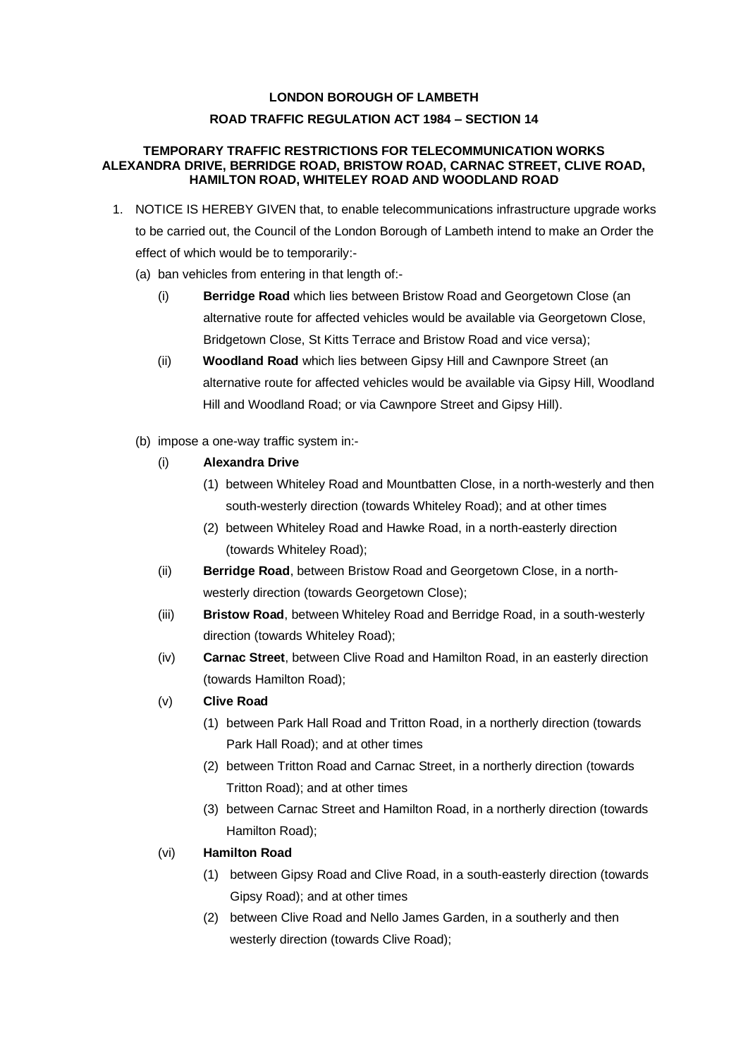**LONDON BOROUGH OF LAMBETH**

**ROAD TRAFFIC REGULATION ACT 1984 – SECTION 14**

**TEMPORARY TRAFFIC RESTRICTIONS FOR TELECOMMUNICATION WORKS ALEXANDRA DRIVE, BERRIDGE ROAD, BRISTOW ROAD, CARNAC STREET, CLIVE ROAD, HAMILTON ROAD, WHITELEY ROAD AND WOODLAND ROAD**

1. NOTICE IS HEREBY GIVEN that, to enable telecommunications infrastructure upgrade works to be carried out, the Council of the London Borough of Lambeth intend to make an Order the effect of which would be to temporarily:-

   (a) ban vehicles from entering in that length of:-

   (i) **Berridge Road** which lies between Bristow Road and Georgetown Close (an alternative route for affected vehicles would be available via Georgetown Close, Bridgetown Close, St Kitts Terrace and Bristow Road and vice versa);

   (ii) **Woodland Road** which lies between Gipsy Hill and Cawnpore Street (an alternative route for affected vehicles would be available via Gipsy Hill, Woodland Hill and Woodland Road; or via Cawnpore Street and Gipsy Hill).

   (b) impose a one-way traffic system in:-

   (i) **Alexandra Drive**

   (1) between Whiteley Road and Mountbatten Close, in a north-westerly and then south-westerly direction (towards Whiteley Road); and at other times

   (2) between Whiteley Road and Hawke Road, in a north-easterly direction (towards Whiteley Road);

   (ii) **Berridge Road**, between Bristow Road and Georgetown Close, in a north-westerly direction (towards Georgetown Close);

   (iii) **Bristow Road**, between Whiteley Road and Berridge Road, in a south-westerly direction (towards Whiteley Road);

   (iv) **Carnac Street**, between Clive Road and Hamilton Road, in an easterly direction (towards Hamilton Road);

   (v) **Clive Road**

   (1) between Park Hall Road and Tritton Road, in a northerly direction (towards Park Hall Road); and at other times

   (2) between Tritton Road and Carnac Street, in a northerly direction (towards Tritton Road); and at other times

   (3) between Carnac Street and Hamilton Road, in a northerly direction (towards Hamilton Road);

   (vi) **Hamilton Road**

   (1) between Gipsy Road and Clive Road, in a south-easterly direction (towards Gipsy Road); and at other times

   (2) between Clive Road and Nello James Garden, in a southerly and then westerly direction (towards Clive Road);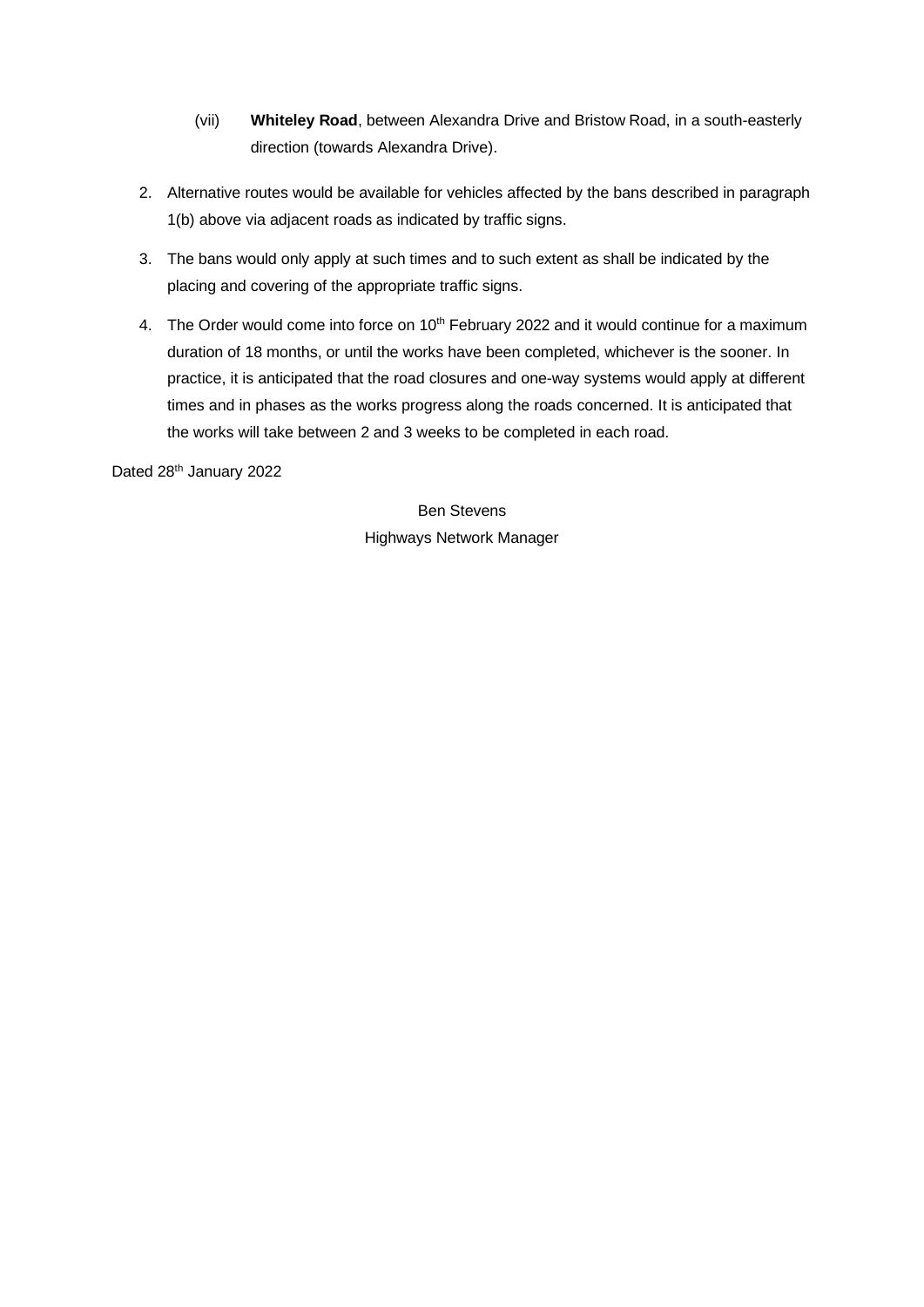(vii) **Whiteley Road**, between Alexandra Drive and Bristow Road, in a south-easterly direction (towards Alexandra Drive).

2. Alternative routes would be available for vehicles affected by the bans described in paragraph 1(b) above via adjacent roads as indicated by traffic signs.

3. The bans would only apply at such times and to such extent as shall be indicated by the placing and covering of the appropriate traffic signs.

4. The Order would come into force on 10th February 2022 and it would continue for a maximum duration of 18 months, or until the works have been completed, whichever is the sooner. In practice, it is anticipated that the road closures and one-way systems would apply at different times and in phases as the works progress along the roads concerned. It is anticipated that the works will take between 2 and 3 weeks to be completed in each road.

Dated 28th January 2022

Ben Stevens
Highways Network Manager